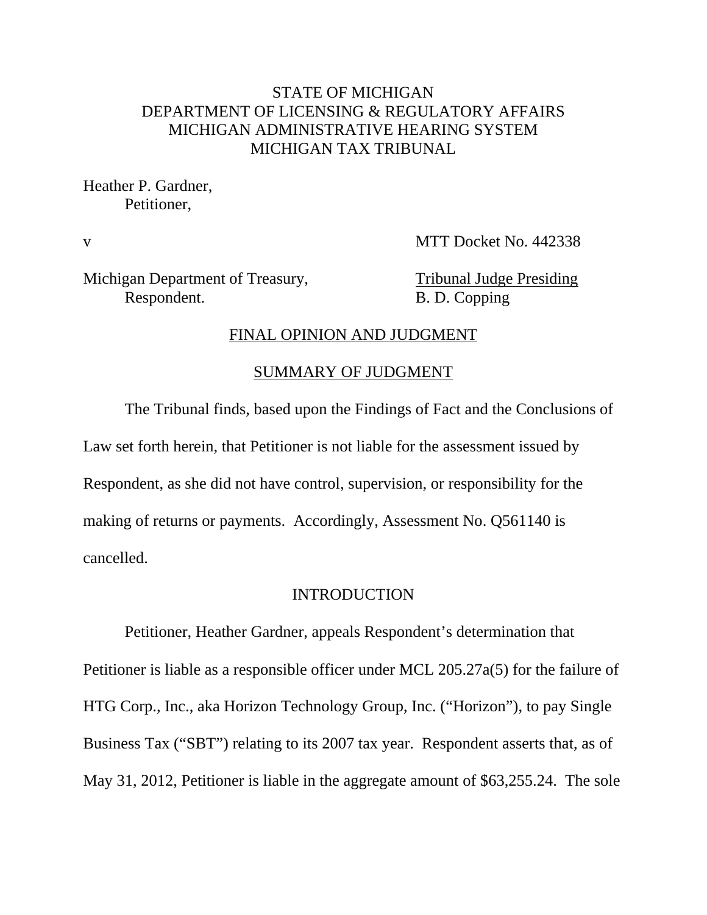STATE OF MICHIGAN
DEPARTMENT OF LICENSING & REGULATORY AFFAIRS
MICHIGAN ADMINISTRATIVE HEARING SYSTEM
MICHIGAN TAX TRIBUNAL

Heather P. Gardner,
Petitioner,

v MTT Docket No. 442338

Michigan Department of Treasury,
Respondent.

Tribunal Judge Presiding
B. D. Copping

## FINAL OPINION AND JUDGMENT

## SUMMARY OF JUDGMENT

The Tribunal finds, based upon the Findings of Fact and the Conclusions of Law set forth herein, that Petitioner is not liable for the assessment issued by Respondent, as she did not have control, supervision, or responsibility for the making of returns or payments. Accordingly, Assessment No. Q561140 is cancelled.

## INTRODUCTION

Petitioner, Heather Gardner, appeals Respondent's determination that Petitioner is liable as a responsible officer under MCL 205.27a(5) for the failure of HTG Corp., Inc., aka Horizon Technology Group, Inc. ("Horizon"), to pay Single Business Tax ("SBT") relating to its 2007 tax year. Respondent asserts that, as of May 31, 2012, Petitioner is liable in the aggregate amount of $63,255.24. The sole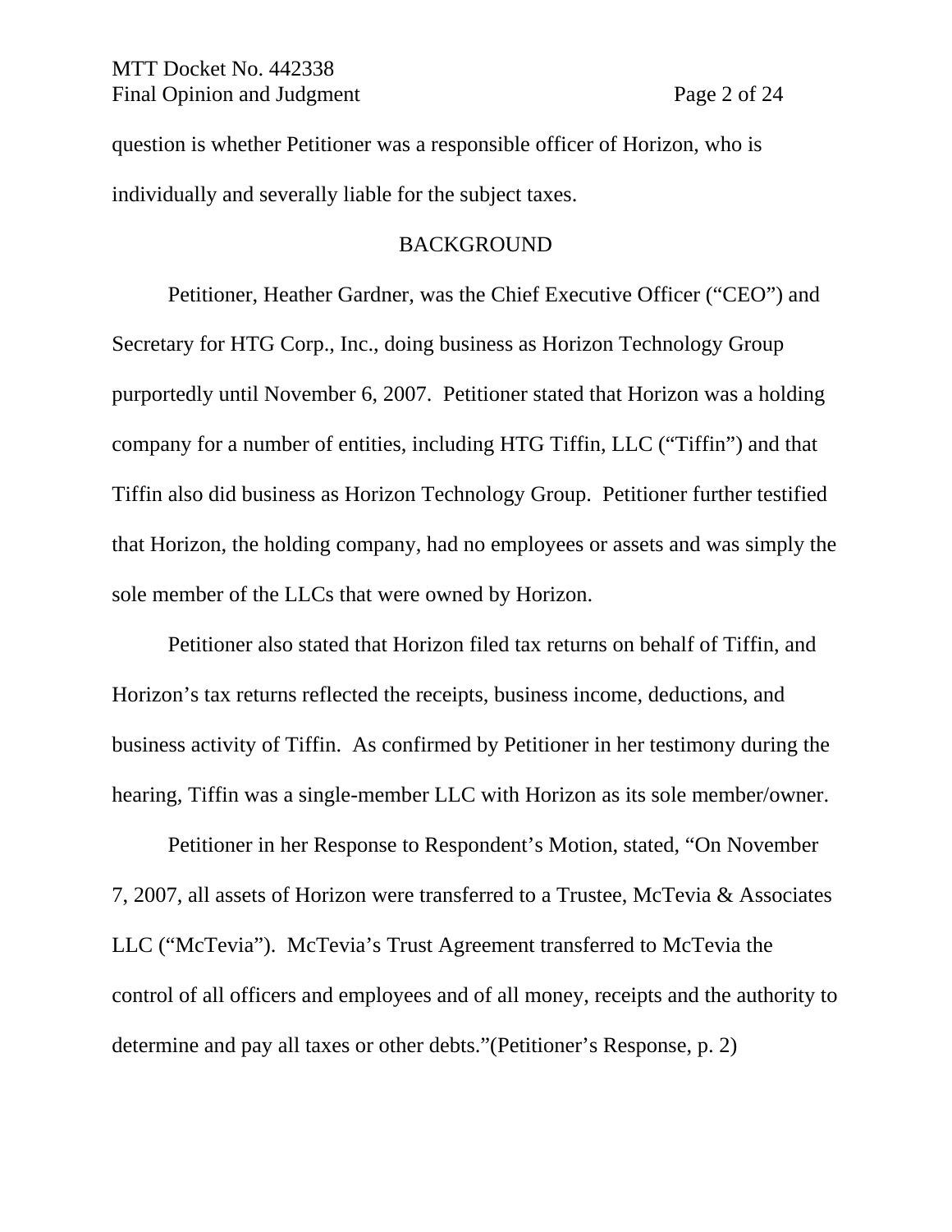question is whether Petitioner was a responsible officer of Horizon, who is individually and severally liable for the subject taxes.

## BACKGROUND

Petitioner, Heather Gardner, was the Chief Executive Officer ("CEO") and Secretary for HTG Corp., Inc., doing business as Horizon Technology Group purportedly until November 6, 2007. Petitioner stated that Horizon was a holding company for a number of entities, including HTG Tiffin, LLC ("Tiffin") and that Tiffin also did business as Horizon Technology Group. Petitioner further testified that Horizon, the holding company, had no employees or assets and was simply the sole member of the LLCs that were owned by Horizon.

Petitioner also stated that Horizon filed tax returns on behalf of Tiffin, and Horizon's tax returns reflected the receipts, business income, deductions, and business activity of Tiffin. As confirmed by Petitioner in her testimony during the hearing, Tiffin was a single-member LLC with Horizon as its sole member/owner.

Petitioner in her Response to Respondent's Motion, stated, "On November 7, 2007, all assets of Horizon were transferred to a Trustee, McTevia & Associates LLC ("McTevia"). McTevia's Trust Agreement transferred to McTevia the control of all officers and employees and of all money, receipts and the authority to determine and pay all taxes or other debts."(Petitioner's Response, p. 2)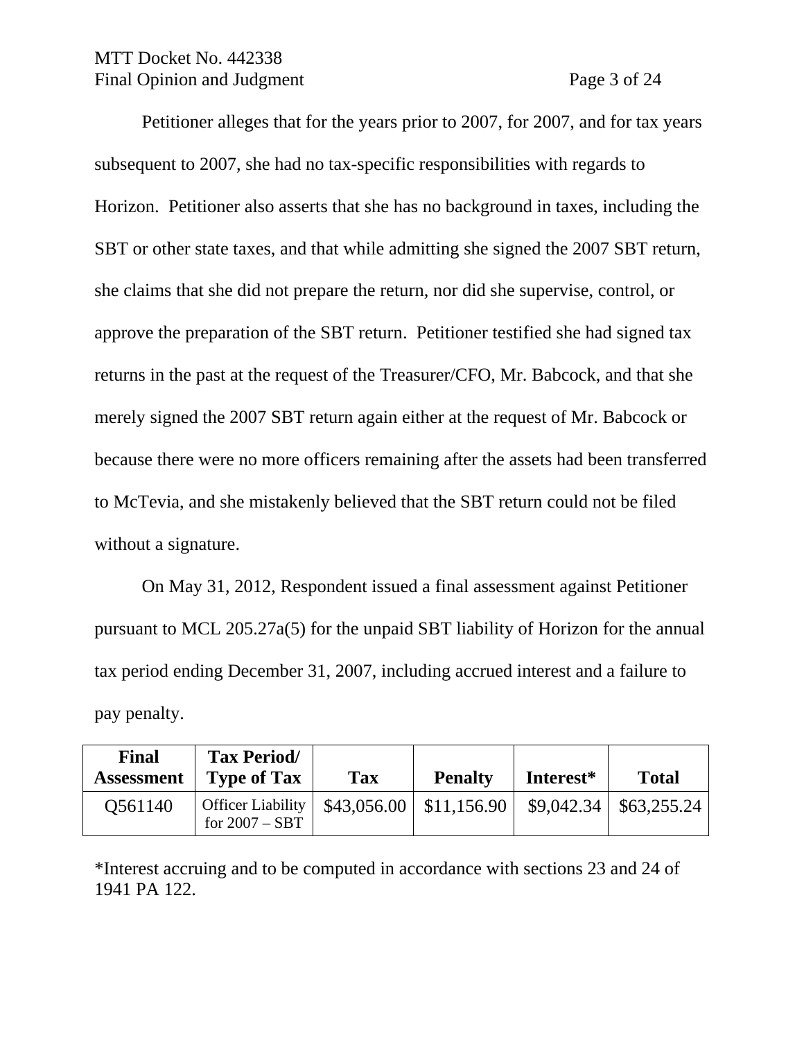Petitioner alleges that for the years prior to 2007, for 2007, and for tax years subsequent to 2007, she had no tax-specific responsibilities with regards to Horizon. Petitioner also asserts that she has no background in taxes, including the SBT or other state taxes, and that while admitting she signed the 2007 SBT return, she claims that she did not prepare the return, nor did she supervise, control, or approve the preparation of the SBT return. Petitioner testified she had signed tax returns in the past at the request of the Treasurer/CFO, Mr. Babcock, and that she merely signed the 2007 SBT return again either at the request of Mr. Babcock or because there were no more officers remaining after the assets had been transferred to McTevia, and she mistakenly believed that the SBT return could not be filed without a signature.

On May 31, 2012, Respondent issued a final assessment against Petitioner pursuant to MCL 205.27a(5) for the unpaid SBT liability of Horizon for the annual tax period ending December 31, 2007, including accrued interest and a failure to pay penalty.

| Final Assessment | Tax Period/ Type of Tax | Tax | Penalty | Interest* | Total |
|---|---|---|---|---|---|
| Q561140 | Officer Liability for 2007 – SBT | $43,056.00 | $11,156.90 | $9,042.34 | $63,255.24 |

*Interest accruing and to be computed in accordance with sections 23 and 24 of 1941 PA 122.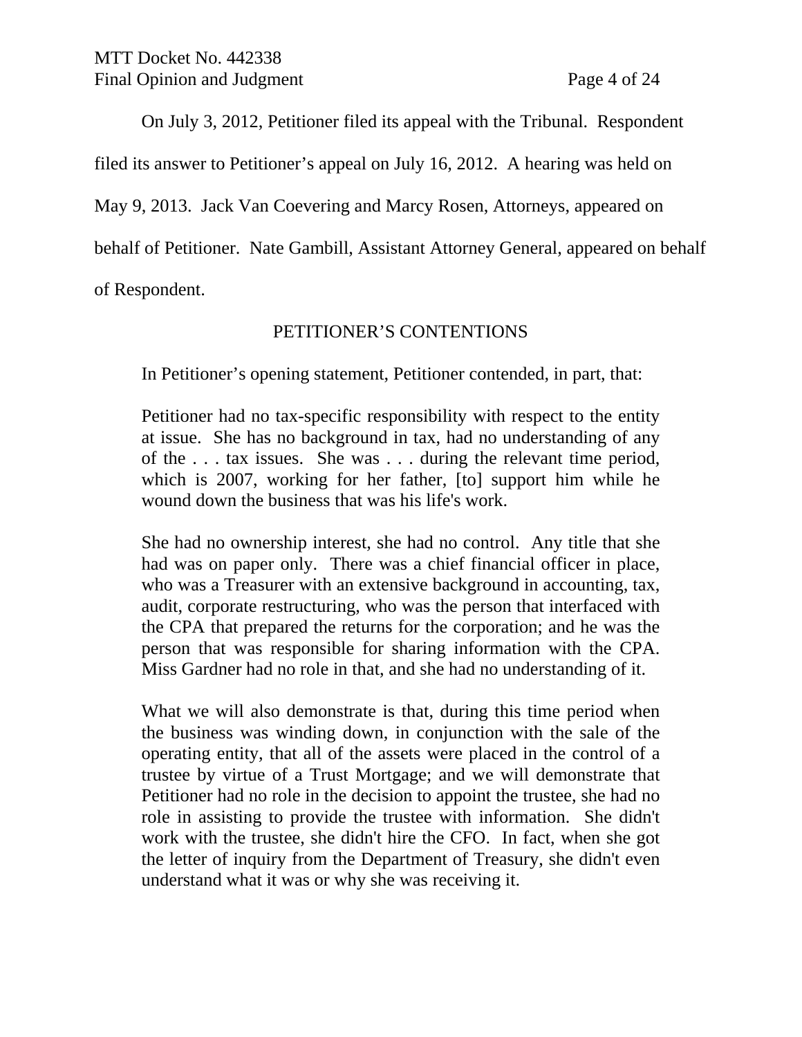On July 3, 2012, Petitioner filed its appeal with the Tribunal. Respondent filed its answer to Petitioner's appeal on July 16, 2012. A hearing was held on May 9, 2013. Jack Van Coevering and Marcy Rosen, Attorneys, appeared on behalf of Petitioner. Nate Gambill, Assistant Attorney General, appeared on behalf of Respondent.

## PETITIONER'S CONTENTIONS

In Petitioner's opening statement, Petitioner contended, in part, that:

> Petitioner had no tax-specific responsibility with respect to the entity at issue. She has no background in tax, had no understanding of any of the . . . tax issues. She was . . . during the relevant time period, which is 2007, working for her father, [to] support him while he wound down the business that was his life's work.
>
> She had no ownership interest, she had no control. Any title that she had was on paper only. There was a chief financial officer in place, who was a Treasurer with an extensive background in accounting, tax, audit, corporate restructuring, who was the person that interfaced with the CPA that prepared the returns for the corporation; and he was the person that was responsible for sharing information with the CPA. Miss Gardner had no role in that, and she had no understanding of it.
>
> What we will also demonstrate is that, during this time period when the business was winding down, in conjunction with the sale of the operating entity, that all of the assets were placed in the control of a trustee by virtue of a Trust Mortgage; and we will demonstrate that Petitioner had no role in the decision to appoint the trustee, she had no role in assisting to provide the trustee with information. She didn't work with the trustee, she didn't hire the CFO. In fact, when she got the letter of inquiry from the Department of Treasury, she didn't even understand what it was or why she was receiving it.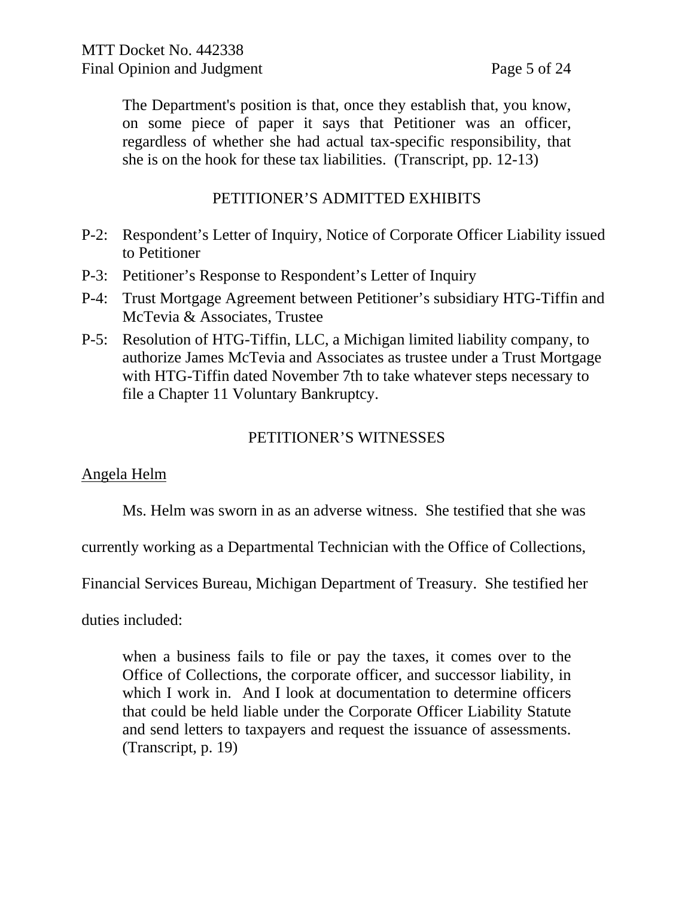> The Department's position is that, once they establish that, you know, on some piece of paper it says that Petitioner was an officer, regardless of whether she had actual tax-specific responsibility, that she is on the hook for these tax liabilities. (Transcript, pp. 12-13)

## PETITIONER'S ADMITTED EXHIBITS

P-2: Respondent's Letter of Inquiry, Notice of Corporate Officer Liability issued to Petitioner

P-3: Petitioner's Response to Respondent's Letter of Inquiry

P-4: Trust Mortgage Agreement between Petitioner's subsidiary HTG-Tiffin and McTevia & Associates, Trustee

P-5: Resolution of HTG-Tiffin, LLC, a Michigan limited liability company, to authorize James McTevia and Associates as trustee under a Trust Mortgage with HTG-Tiffin dated November 7th to take whatever steps necessary to file a Chapter 11 Voluntary Bankruptcy.

## PETITIONER'S WITNESSES

Angela Helm

Ms. Helm was sworn in as an adverse witness. She testified that she was currently working as a Departmental Technician with the Office of Collections, Financial Services Bureau, Michigan Department of Treasury. She testified her duties included:

> when a business fails to file or pay the taxes, it comes over to the Office of Collections, the corporate officer, and successor liability, in which I work in. And I look at documentation to determine officers that could be held liable under the Corporate Officer Liability Statute and send letters to taxpayers and request the issuance of assessments. (Transcript, p. 19)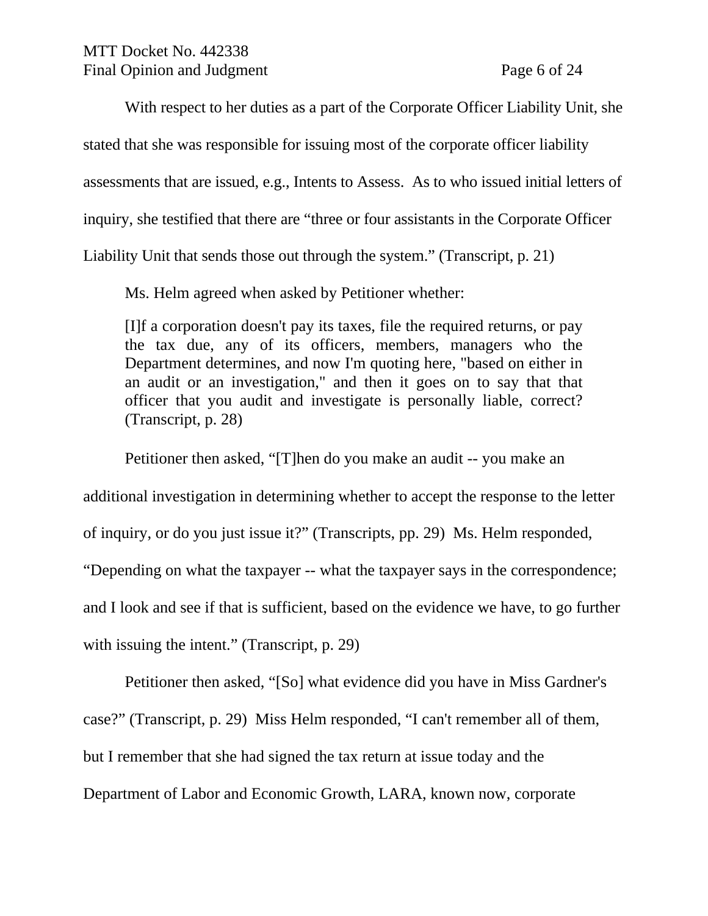With respect to her duties as a part of the Corporate Officer Liability Unit, she stated that she was responsible for issuing most of the corporate officer liability assessments that are issued, e.g., Intents to Assess. As to who issued initial letters of inquiry, she testified that there are "three or four assistants in the Corporate Officer Liability Unit that sends those out through the system." (Transcript, p. 21)

Ms. Helm agreed when asked by Petitioner whether:

> [I]f a corporation doesn't pay its taxes, file the required returns, or pay the tax due, any of its officers, members, managers who the Department determines, and now I'm quoting here, "based on either in an audit or an investigation," and then it goes on to say that that officer that you audit and investigate is personally liable, correct? (Transcript, p. 28)

Petitioner then asked, "[T]hen do you make an audit -- you make an additional investigation in determining whether to accept the response to the letter of inquiry, or do you just issue it?" (Transcripts, pp. 29) Ms. Helm responded, "Depending on what the taxpayer -- what the taxpayer says in the correspondence; and I look and see if that is sufficient, based on the evidence we have, to go further with issuing the intent." (Transcript, p. 29)

Petitioner then asked, "[So] what evidence did you have in Miss Gardner's case?" (Transcript, p. 29) Miss Helm responded, "I can't remember all of them, but I remember that she had signed the tax return at issue today and the Department of Labor and Economic Growth, LARA, known now, corporate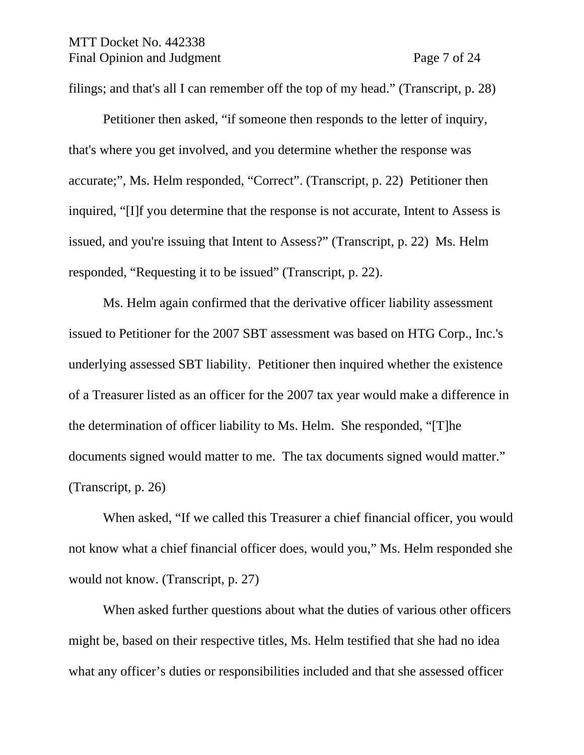filings; and that's all I can remember off the top of my head." (Transcript, p. 28)

Petitioner then asked, "if someone then responds to the letter of inquiry, that's where you get involved, and you determine whether the response was accurate;", Ms. Helm responded, "Correct". (Transcript, p. 22) Petitioner then inquired, "[I]f you determine that the response is not accurate, Intent to Assess is issued, and you're issuing that Intent to Assess?" (Transcript, p. 22) Ms. Helm responded, "Requesting it to be issued" (Transcript, p. 22).

Ms. Helm again confirmed that the derivative officer liability assessment issued to Petitioner for the 2007 SBT assessment was based on HTG Corp., Inc.'s underlying assessed SBT liability. Petitioner then inquired whether the existence of a Treasurer listed as an officer for the 2007 tax year would make a difference in the determination of officer liability to Ms. Helm. She responded, "[T]he documents signed would matter to me. The tax documents signed would matter." (Transcript, p. 26)

When asked, "If we called this Treasurer a chief financial officer, you would not know what a chief financial officer does, would you," Ms. Helm responded she would not know. (Transcript, p. 27)

When asked further questions about what the duties of various other officers might be, based on their respective titles, Ms. Helm testified that she had no idea what any officer's duties or responsibilities included and that she assessed officer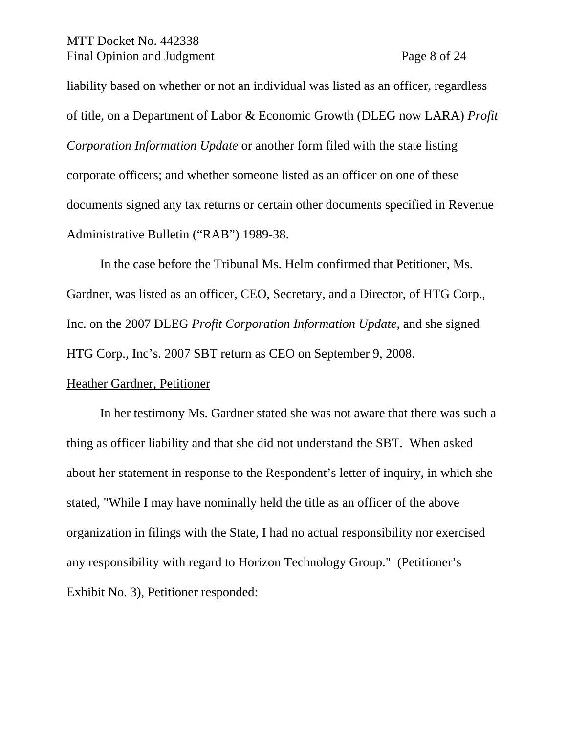liability based on whether or not an individual was listed as an officer, regardless of title, on a Department of Labor & Economic Growth (DLEG now LARA) *Profit Corporation Information Update* or another form filed with the state listing corporate officers; and whether someone listed as an officer on one of these documents signed any tax returns or certain other documents specified in Revenue Administrative Bulletin ("RAB") 1989-38.

In the case before the Tribunal Ms. Helm confirmed that Petitioner, Ms. Gardner, was listed as an officer, CEO, Secretary, and a Director, of HTG Corp., Inc. on the 2007 DLEG *Profit Corporation Information Update,* and she signed HTG Corp., Inc's. 2007 SBT return as CEO on September 9, 2008.

<u>Heather Gardner, Petitioner</u>

In her testimony Ms. Gardner stated she was not aware that there was such a thing as officer liability and that she did not understand the SBT. When asked about her statement in response to the Respondent's letter of inquiry, in which she stated, "While I may have nominally held the title as an officer of the above organization in filings with the State, I had no actual responsibility nor exercised any responsibility with regard to Horizon Technology Group." (Petitioner's Exhibit No. 3), Petitioner responded: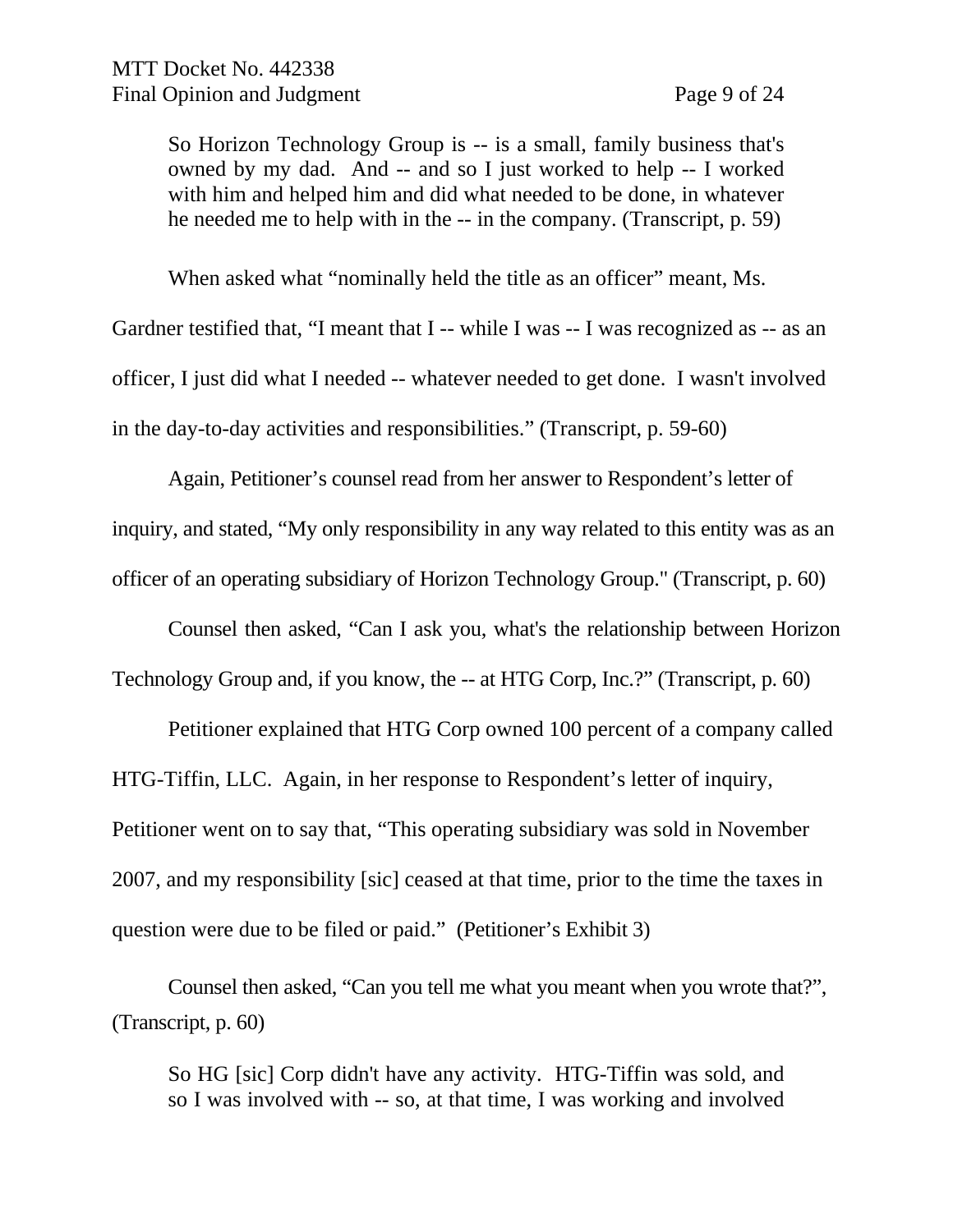> So Horizon Technology Group is -- is a small, family business that's owned by my dad. And -- and so I just worked to help -- I worked with him and helped him and did what needed to be done, in whatever he needed me to help with in the -- in the company. (Transcript, p. 59)

When asked what "nominally held the title as an officer" meant, Ms. Gardner testified that, "I meant that I -- while I was -- I was recognized as -- as an officer, I just did what I needed -- whatever needed to get done. I wasn't involved in the day-to-day activities and responsibilities." (Transcript, p. 59-60)

Again, Petitioner's counsel read from her answer to Respondent's letter of inquiry, and stated, "My only responsibility in any way related to this entity was as an officer of an operating subsidiary of Horizon Technology Group." (Transcript, p. 60)

Counsel then asked, "Can I ask you, what's the relationship between Horizon Technology Group and, if you know, the -- at HTG Corp, Inc.?" (Transcript, p. 60)

Petitioner explained that HTG Corp owned 100 percent of a company called HTG-Tiffin, LLC. Again, in her response to Respondent's letter of inquiry, Petitioner went on to say that, "This operating subsidiary was sold in November 2007, and my responsibility [sic] ceased at that time, prior to the time the taxes in question were due to be filed or paid." (Petitioner's Exhibit 3)

Counsel then asked, "Can you tell me what you meant when you wrote that?", (Transcript, p. 60)

> So HG [sic] Corp didn't have any activity. HTG-Tiffin was sold, and so I was involved with -- so, at that time, I was working and involved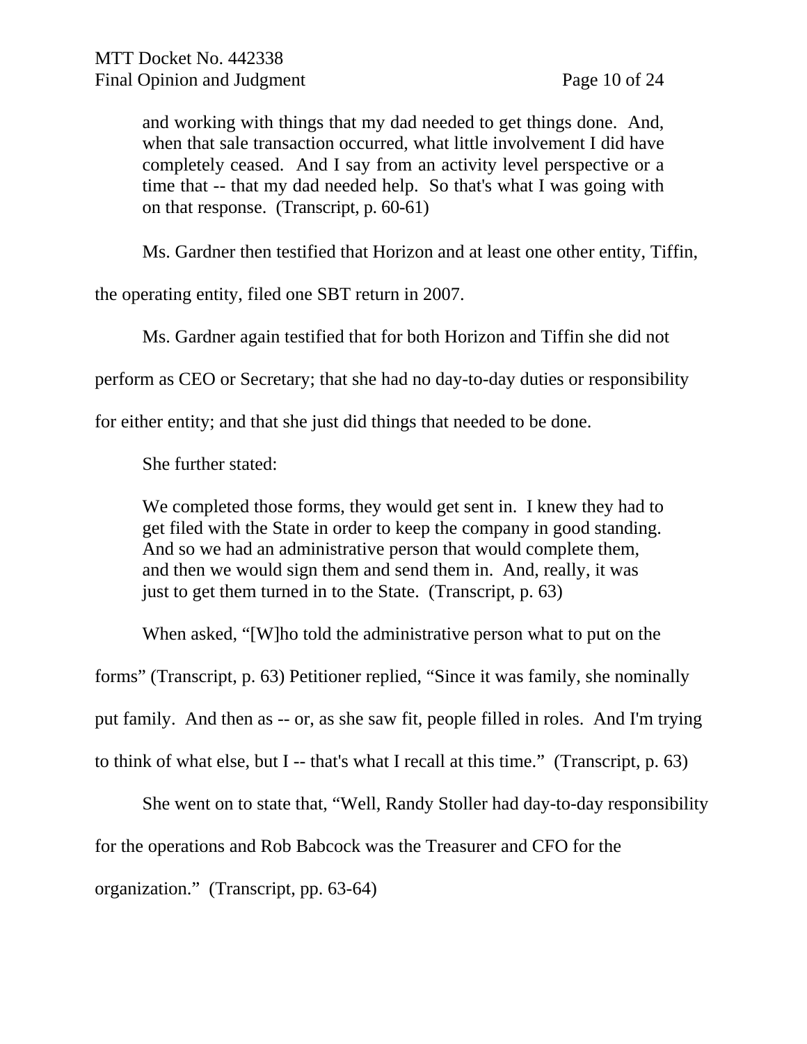> and working with things that my dad needed to get things done. And, when that sale transaction occurred, what little involvement I did have completely ceased. And I say from an activity level perspective or a time that -- that my dad needed help. So that's what I was going with on that response. (Transcript, p. 60-61)

Ms. Gardner then testified that Horizon and at least one other entity, Tiffin, the operating entity, filed one SBT return in 2007.

Ms. Gardner again testified that for both Horizon and Tiffin she did not perform as CEO or Secretary; that she had no day-to-day duties or responsibility for either entity; and that she just did things that needed to be done.

She further stated:

> We completed those forms, they would get sent in. I knew they had to get filed with the State in order to keep the company in good standing. And so we had an administrative person that would complete them, and then we would sign them and send them in. And, really, it was just to get them turned in to the State. (Transcript, p. 63)

When asked, "[W]ho told the administrative person what to put on the forms" (Transcript, p. 63) Petitioner replied, "Since it was family, she nominally put family. And then as -- or, as she saw fit, people filled in roles. And I'm trying to think of what else, but I -- that's what I recall at this time." (Transcript, p. 63)

She went on to state that, "Well, Randy Stoller had day-to-day responsibility for the operations and Rob Babcock was the Treasurer and CFO for the organization." (Transcript, pp. 63-64)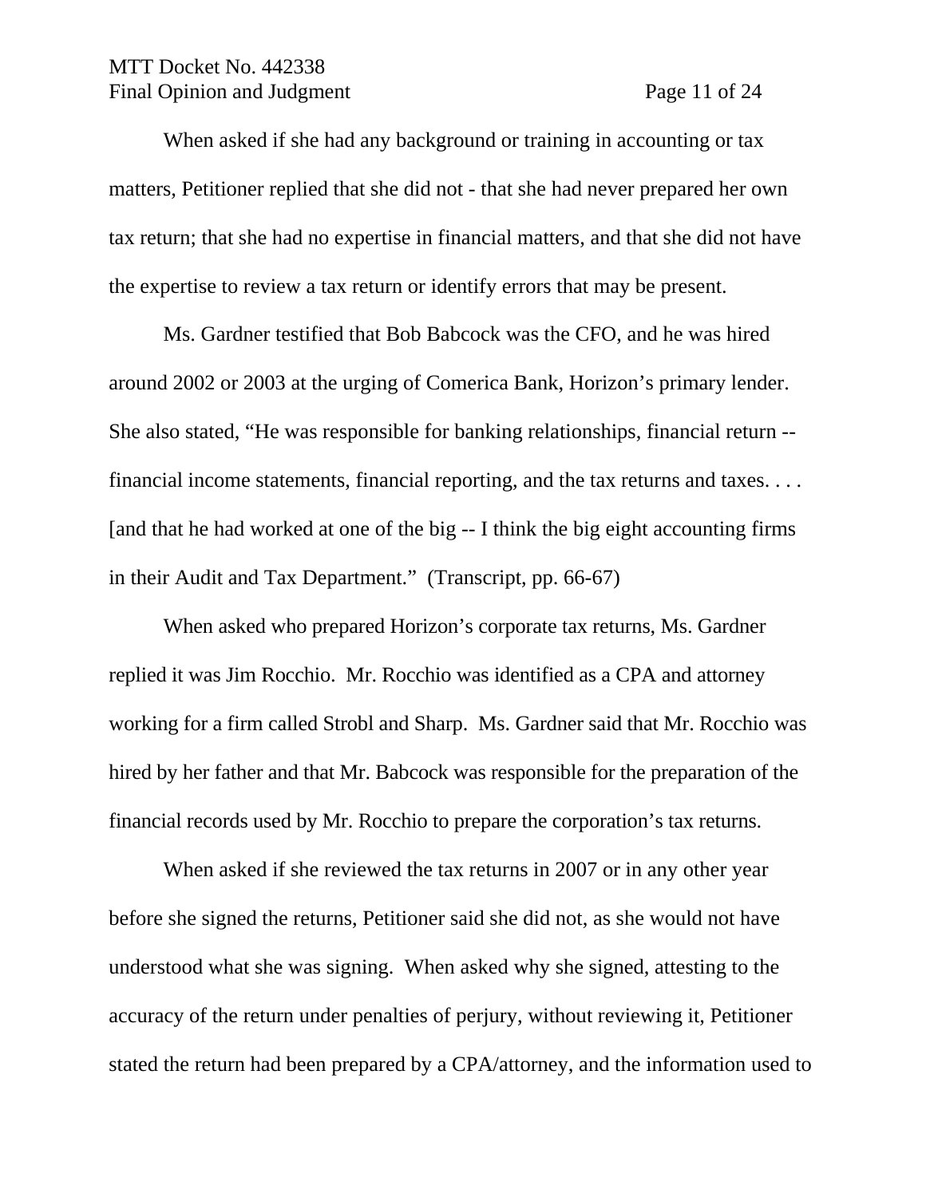When asked if she had any background or training in accounting or tax matters, Petitioner replied that she did not - that she had never prepared her own tax return; that she had no expertise in financial matters, and that she did not have the expertise to review a tax return or identify errors that may be present.

Ms. Gardner testified that Bob Babcock was the CFO, and he was hired around 2002 or 2003 at the urging of Comerica Bank, Horizon's primary lender. She also stated, "He was responsible for banking relationships, financial return -- financial income statements, financial reporting, and the tax returns and taxes. . . . [and that he had worked at one of the big -- I think the big eight accounting firms in their Audit and Tax Department." (Transcript, pp. 66-67)

When asked who prepared Horizon's corporate tax returns, Ms. Gardner replied it was Jim Rocchio. Mr. Rocchio was identified as a CPA and attorney working for a firm called Strobl and Sharp. Ms. Gardner said that Mr. Rocchio was hired by her father and that Mr. Babcock was responsible for the preparation of the financial records used by Mr. Rocchio to prepare the corporation's tax returns.

When asked if she reviewed the tax returns in 2007 or in any other year before she signed the returns, Petitioner said she did not, as she would not have understood what she was signing. When asked why she signed, attesting to the accuracy of the return under penalties of perjury, without reviewing it, Petitioner stated the return had been prepared by a CPA/attorney, and the information used to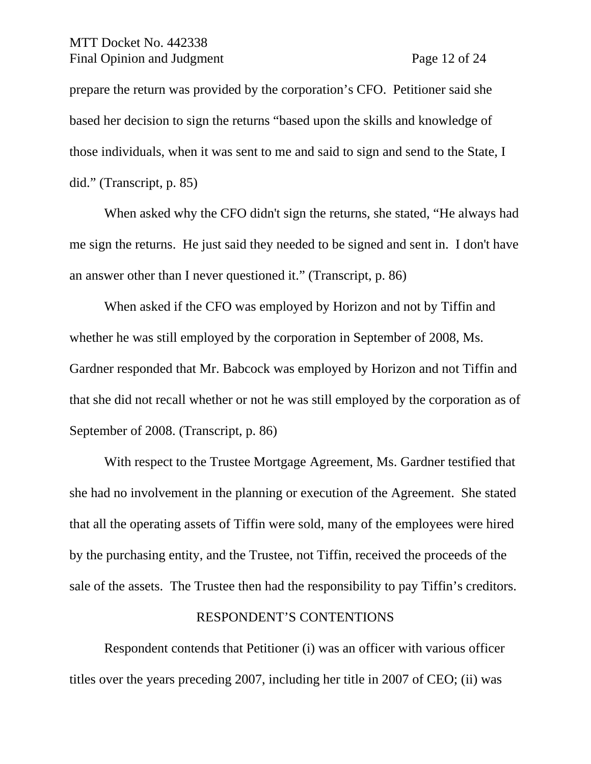prepare the return was provided by the corporation's CFO. Petitioner said she based her decision to sign the returns "based upon the skills and knowledge of those individuals, when it was sent to me and said to sign and send to the State, I did." (Transcript, p. 85)

When asked why the CFO didn't sign the returns, she stated, "He always had me sign the returns. He just said they needed to be signed and sent in. I don't have an answer other than I never questioned it." (Transcript, p. 86)

When asked if the CFO was employed by Horizon and not by Tiffin and whether he was still employed by the corporation in September of 2008, Ms. Gardner responded that Mr. Babcock was employed by Horizon and not Tiffin and that she did not recall whether or not he was still employed by the corporation as of September of 2008. (Transcript, p. 86)

With respect to the Trustee Mortgage Agreement, Ms. Gardner testified that she had no involvement in the planning or execution of the Agreement. She stated that all the operating assets of Tiffin were sold, many of the employees were hired by the purchasing entity, and the Trustee, not Tiffin, received the proceeds of the sale of the assets. The Trustee then had the responsibility to pay Tiffin's creditors.

## RESPONDENT'S CONTENTIONS

Respondent contends that Petitioner (i) was an officer with various officer titles over the years preceding 2007, including her title in 2007 of CEO; (ii) was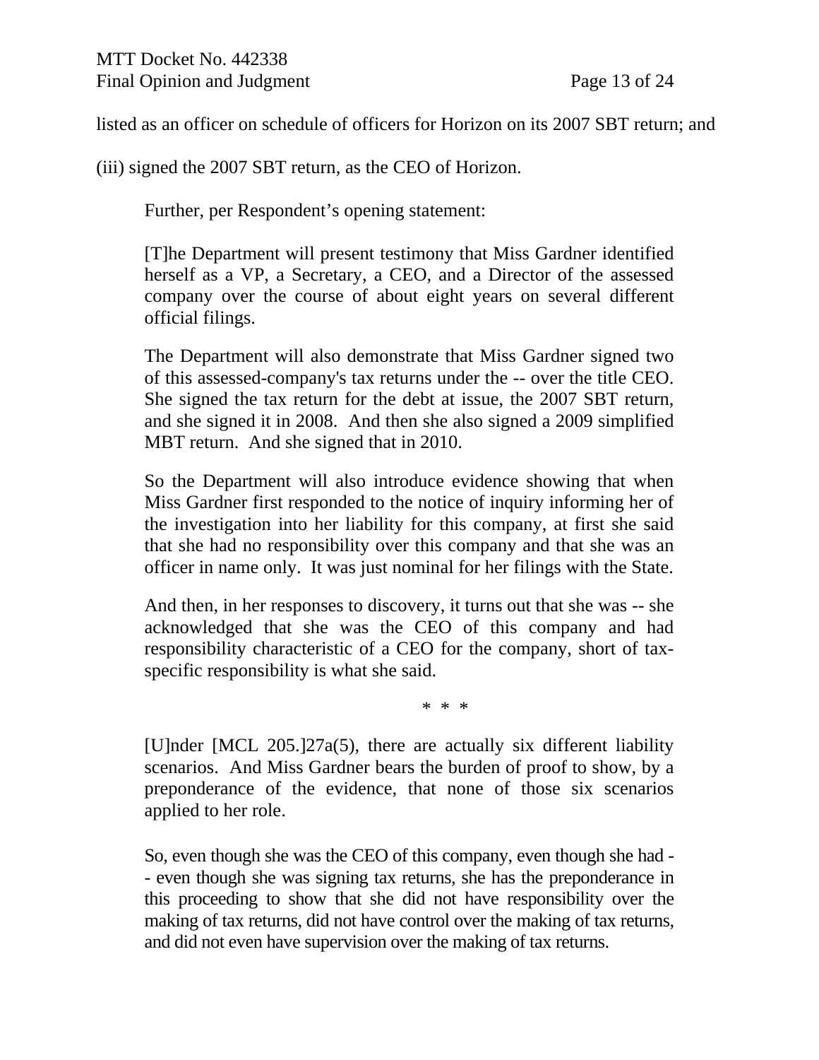listed as an officer on schedule of officers for Horizon on its 2007 SBT return; and (iii) signed the 2007 SBT return, as the CEO of Horizon.

Further, per Respondent's opening statement:

> [T]he Department will present testimony that Miss Gardner identified herself as a VP, a Secretary, a CEO, and a Director of the assessed company over the course of about eight years on several different official filings.
>
> The Department will also demonstrate that Miss Gardner signed two of this assessed-company's tax returns under the -- over the title CEO. She signed the tax return for the debt at issue, the 2007 SBT return, and she signed it in 2008. And then she also signed a 2009 simplified MBT return. And she signed that in 2010.
>
> So the Department will also introduce evidence showing that when Miss Gardner first responded to the notice of inquiry informing her of the investigation into her liability for this company, at first she said that she had no responsibility over this company and that she was an officer in name only. It was just nominal for her filings with the State.
>
> And then, in her responses to discovery, it turns out that she was -- she acknowledged that she was the CEO of this company and had responsibility characteristic of a CEO for the company, short of tax-specific responsibility is what she said.
>
> \* \* \*
>
> [U]nder [MCL 205.]27a(5), there are actually six different liability scenarios. And Miss Gardner bears the burden of proof to show, by a preponderance of the evidence, that none of those six scenarios applied to her role.
>
> So, even though she was the CEO of this company, even though she had -- even though she was signing tax returns, she has the preponderance in this proceeding to show that she did not have responsibility over the making of tax returns, did not have control over the making of tax returns, and did not even have supervision over the making of tax returns.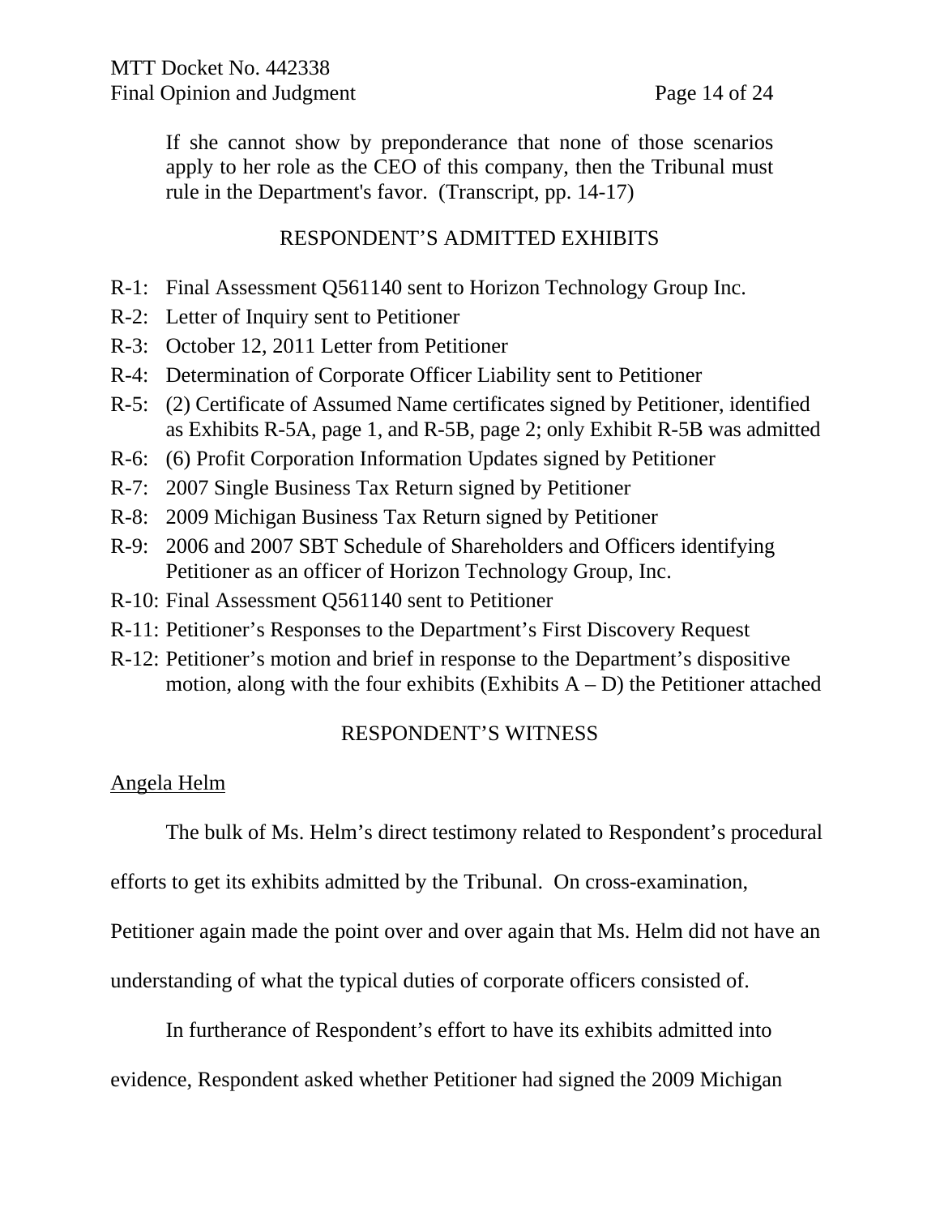> If she cannot show by preponderance that none of those scenarios apply to her role as the CEO of this company, then the Tribunal must rule in the Department's favor. (Transcript, pp. 14-17)

## RESPONDENT'S ADMITTED EXHIBITS

- R-1: Final Assessment Q561140 sent to Horizon Technology Group Inc.
- R-2: Letter of Inquiry sent to Petitioner
- R-3: October 12, 2011 Letter from Petitioner
- R-4: Determination of Corporate Officer Liability sent to Petitioner
- R-5: (2) Certificate of Assumed Name certificates signed by Petitioner, identified as Exhibits R-5A, page 1, and R-5B, page 2; only Exhibit R-5B was admitted
- R-6: (6) Profit Corporation Information Updates signed by Petitioner
- R-7: 2007 Single Business Tax Return signed by Petitioner
- R-8: 2009 Michigan Business Tax Return signed by Petitioner
- R-9: 2006 and 2007 SBT Schedule of Shareholders and Officers identifying Petitioner as an officer of Horizon Technology Group, Inc.
- R-10: Final Assessment Q561140 sent to Petitioner
- R-11: Petitioner's Responses to the Department's First Discovery Request
- R-12: Petitioner's motion and brief in response to the Department's dispositive motion, along with the four exhibits (Exhibits A – D) the Petitioner attached

## RESPONDENT'S WITNESS

Angela Helm

The bulk of Ms. Helm's direct testimony related to Respondent's procedural efforts to get its exhibits admitted by the Tribunal. On cross-examination, Petitioner again made the point over and over again that Ms. Helm did not have an understanding of what the typical duties of corporate officers consisted of.

In furtherance of Respondent's effort to have its exhibits admitted into evidence, Respondent asked whether Petitioner had signed the 2009 Michigan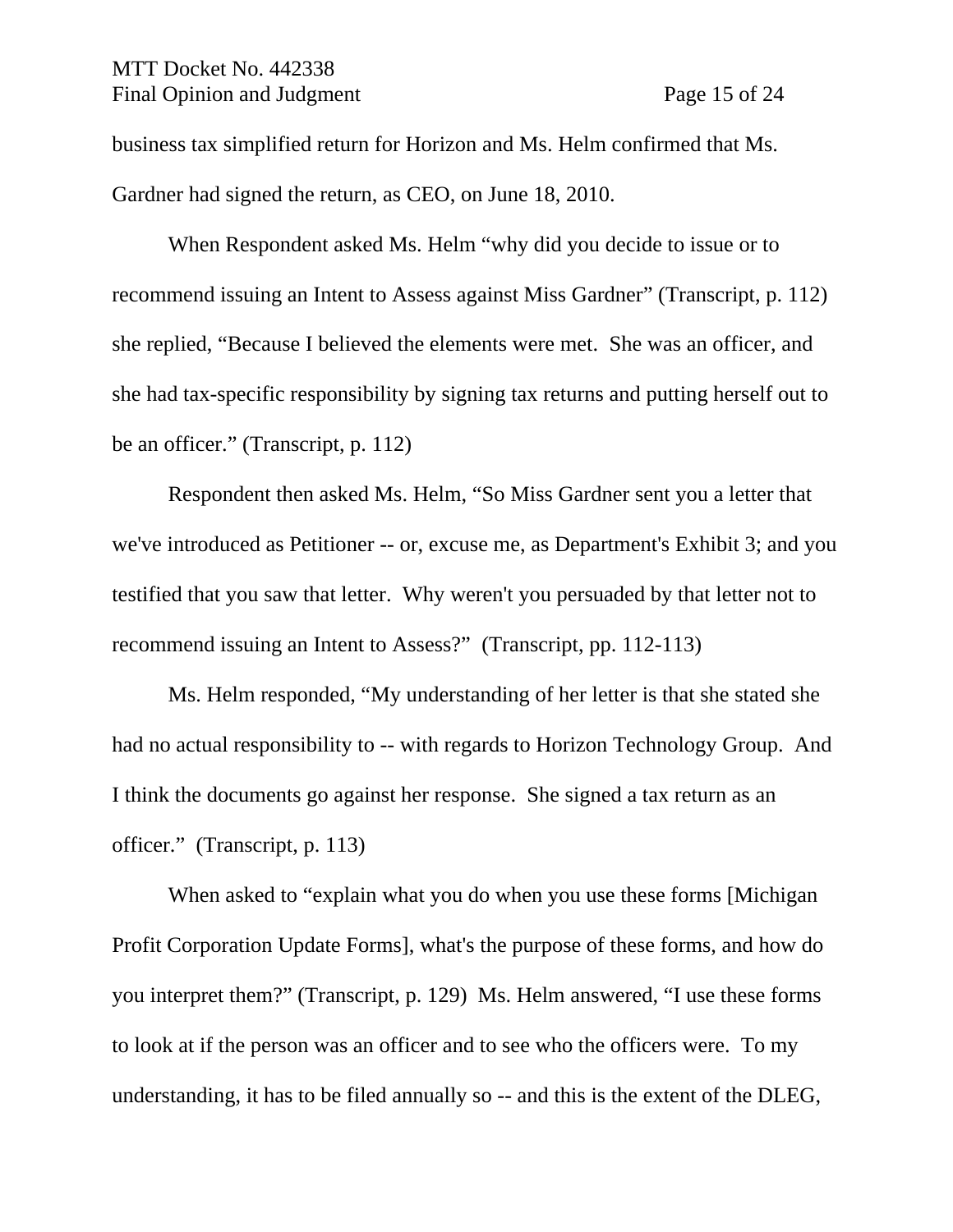business tax simplified return for Horizon and Ms. Helm confirmed that Ms. Gardner had signed the return, as CEO, on June 18, 2010.

When Respondent asked Ms. Helm "why did you decide to issue or to recommend issuing an Intent to Assess against Miss Gardner" (Transcript, p. 112) she replied, "Because I believed the elements were met. She was an officer, and she had tax-specific responsibility by signing tax returns and putting herself out to be an officer." (Transcript, p. 112)

Respondent then asked Ms. Helm, "So Miss Gardner sent you a letter that we've introduced as Petitioner -- or, excuse me, as Department's Exhibit 3; and you testified that you saw that letter. Why weren't you persuaded by that letter not to recommend issuing an Intent to Assess?" (Transcript, pp. 112-113)

Ms. Helm responded, "My understanding of her letter is that she stated she had no actual responsibility to -- with regards to Horizon Technology Group. And I think the documents go against her response. She signed a tax return as an officer." (Transcript, p. 113)

When asked to "explain what you do when you use these forms [Michigan Profit Corporation Update Forms], what's the purpose of these forms, and how do you interpret them?" (Transcript, p. 129) Ms. Helm answered, "I use these forms to look at if the person was an officer and to see who the officers were. To my understanding, it has to be filed annually so -- and this is the extent of the DLEG,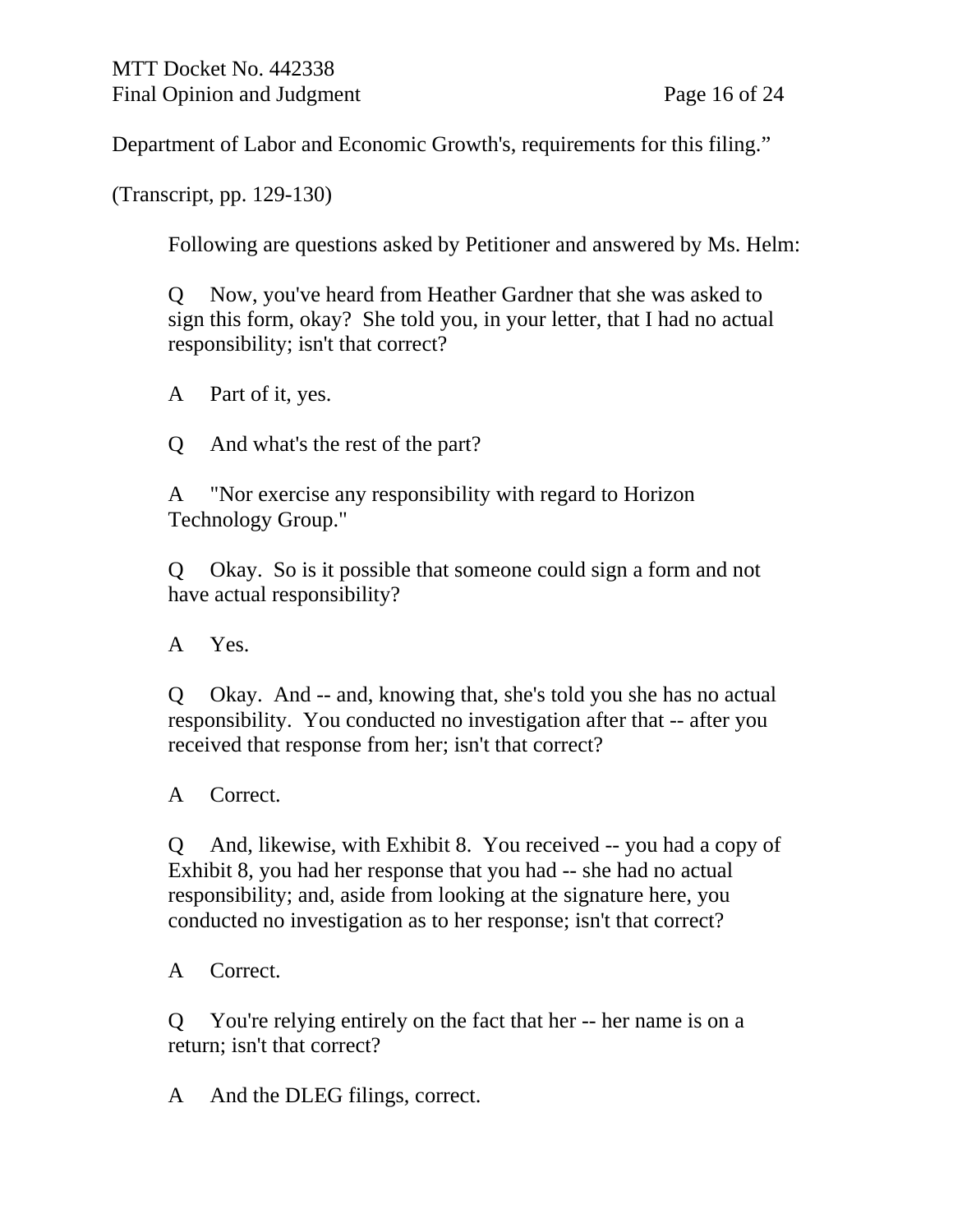Department of Labor and Economic Growth's, requirements for this filing."

(Transcript, pp. 129-130)

Following are questions asked by Petitioner and answered by Ms. Helm:

Q Now, you've heard from Heather Gardner that she was asked to sign this form, okay? She told you, in your letter, that I had no actual responsibility; isn't that correct?

A Part of it, yes.

Q And what's the rest of the part?

A "Nor exercise any responsibility with regard to Horizon Technology Group."

Q Okay. So is it possible that someone could sign a form and not have actual responsibility?

A Yes.

Q Okay. And -- and, knowing that, she's told you she has no actual responsibility. You conducted no investigation after that -- after you received that response from her; isn't that correct?

A Correct.

Q And, likewise, with Exhibit 8. You received -- you had a copy of Exhibit 8, you had her response that you had -- she had no actual responsibility; and, aside from looking at the signature here, you conducted no investigation as to her response; isn't that correct?

A Correct.

Q You're relying entirely on the fact that her -- her name is on a return; isn't that correct?

A And the DLEG filings, correct.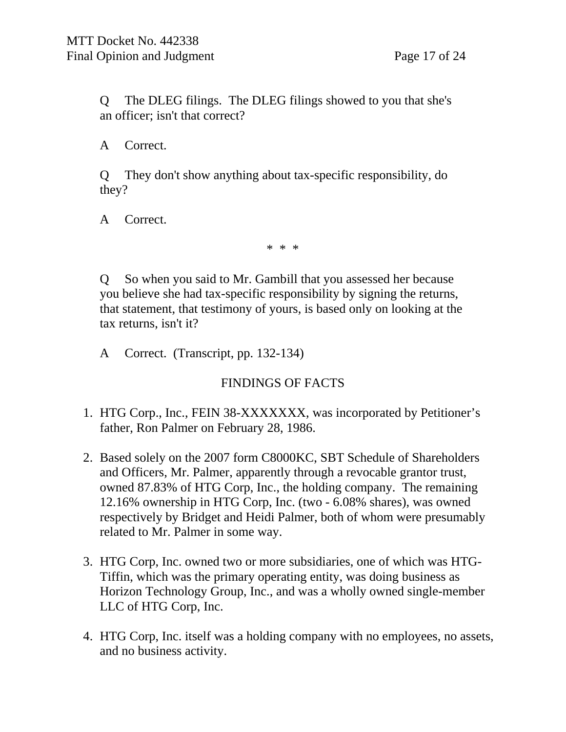Q The DLEG filings. The DLEG filings showed to you that she's an officer; isn't that correct?

A Correct.

Q They don't show anything about tax-specific responsibility, do they?

A Correct.

\* \* \*

Q So when you said to Mr. Gambill that you assessed her because you believe she had tax-specific responsibility by signing the returns, that statement, that testimony of yours, is based only on looking at the tax returns, isn't it?

A Correct. (Transcript, pp. 132-134)

## FINDINGS OF FACTS

1. HTG Corp., Inc., FEIN 38-XXXXXXX, was incorporated by Petitioner's father, Ron Palmer on February 28, 1986.

2. Based solely on the 2007 form C8000KC, SBT Schedule of Shareholders and Officers, Mr. Palmer, apparently through a revocable grantor trust, owned 87.83% of HTG Corp, Inc., the holding company. The remaining 12.16% ownership in HTG Corp, Inc. (two - 6.08% shares), was owned respectively by Bridget and Heidi Palmer, both of whom were presumably related to Mr. Palmer in some way.

3. HTG Corp, Inc. owned two or more subsidiaries, one of which was HTG-Tiffin, which was the primary operating entity, was doing business as Horizon Technology Group, Inc., and was a wholly owned single-member LLC of HTG Corp, Inc.

4. HTG Corp, Inc. itself was a holding company with no employees, no assets, and no business activity.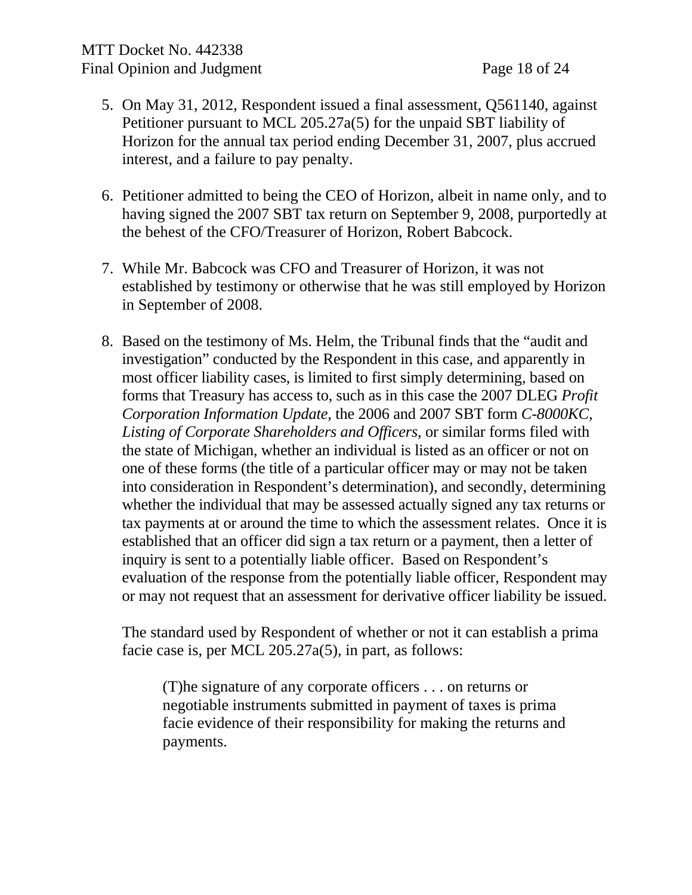5. On May 31, 2012, Respondent issued a final assessment, Q561140, against Petitioner pursuant to MCL 205.27a(5) for the unpaid SBT liability of Horizon for the annual tax period ending December 31, 2007, plus accrued interest, and a failure to pay penalty.

6. Petitioner admitted to being the CEO of Horizon, albeit in name only, and to having signed the 2007 SBT tax return on September 9, 2008, purportedly at the behest of the CFO/Treasurer of Horizon, Robert Babcock.

7. While Mr. Babcock was CFO and Treasurer of Horizon, it was not established by testimony or otherwise that he was still employed by Horizon in September of 2008.

8. Based on the testimony of Ms. Helm, the Tribunal finds that the "audit and investigation" conducted by the Respondent in this case, and apparently in most officer liability cases, is limited to first simply determining, based on forms that Treasury has access to, such as in this case the 2007 DLEG *Profit Corporation Information Update,* the 2006 and 2007 SBT form *C-8000KC, Listing of Corporate Shareholders and Officers,* or similar forms filed with the state of Michigan, whether an individual is listed as an officer or not on one of these forms (the title of a particular officer may or may not be taken into consideration in Respondent's determination), and secondly, determining whether the individual that may be assessed actually signed any tax returns or tax payments at or around the time to which the assessment relates. Once it is established that an officer did sign a tax return or a payment, then a letter of inquiry is sent to a potentially liable officer. Based on Respondent's evaluation of the response from the potentially liable officer, Respondent may or may not request that an assessment for derivative officer liability be issued.

   The standard used by Respondent of whether or not it can establish a prima facie case is, per MCL 205.27a(5), in part, as follows:

   > (T)he signature of any corporate officers . . . on returns or negotiable instruments submitted in payment of taxes is prima facie evidence of their responsibility for making the returns and payments.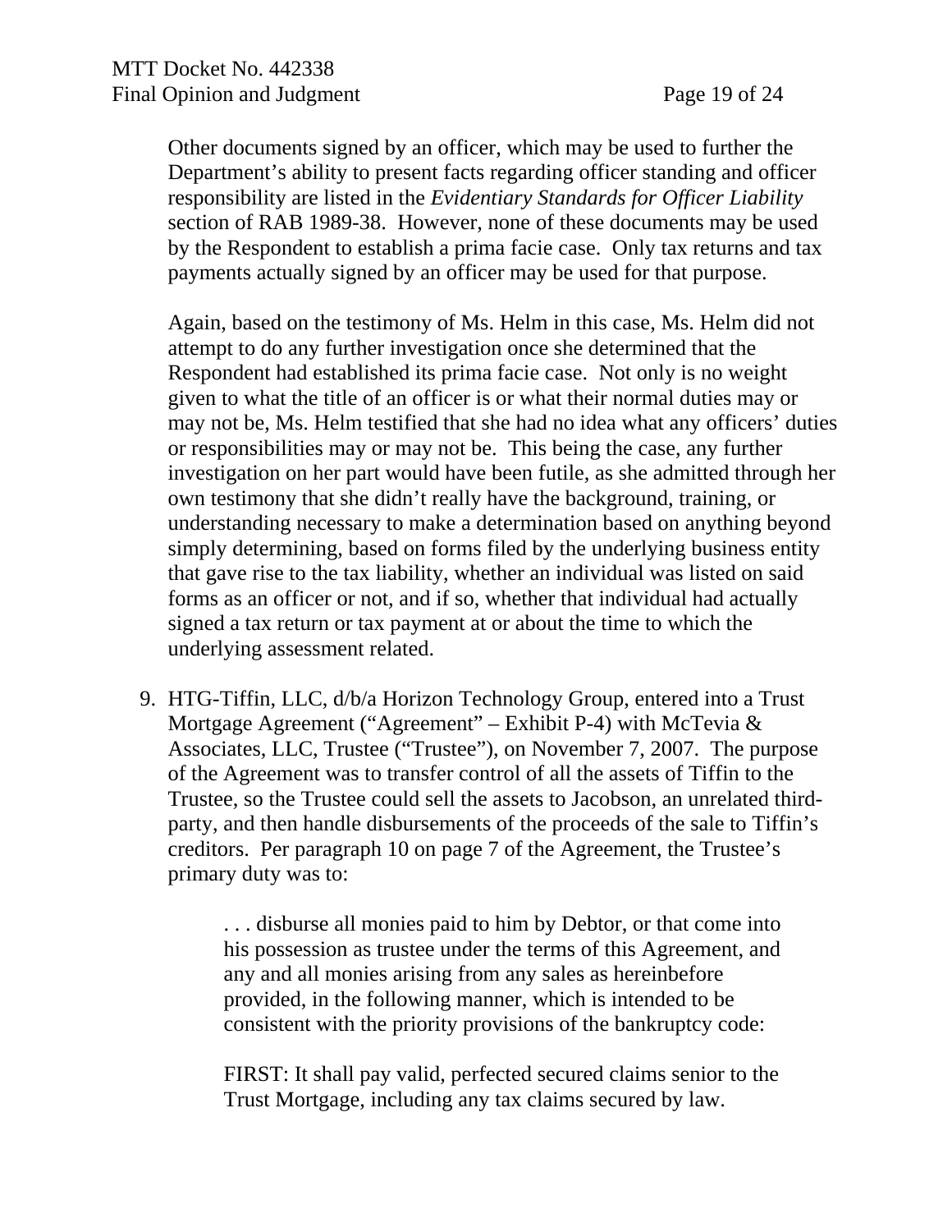Other documents signed by an officer, which may be used to further the Department's ability to present facts regarding officer standing and officer responsibility are listed in the *Evidentiary Standards for Officer Liability* section of RAB 1989-38. However, none of these documents may be used by the Respondent to establish a prima facie case. Only tax returns and tax payments actually signed by an officer may be used for that purpose.

Again, based on the testimony of Ms. Helm in this case, Ms. Helm did not attempt to do any further investigation once she determined that the Respondent had established its prima facie case. Not only is no weight given to what the title of an officer is or what their normal duties may or may not be, Ms. Helm testified that she had no idea what any officers' duties or responsibilities may or may not be. This being the case, any further investigation on her part would have been futile, as she admitted through her own testimony that she didn't really have the background, training, or understanding necessary to make a determination based on anything beyond simply determining, based on forms filed by the underlying business entity that gave rise to the tax liability, whether an individual was listed on said forms as an officer or not, and if so, whether that individual had actually signed a tax return or tax payment at or about the time to which the underlying assessment related.

9. HTG-Tiffin, LLC, d/b/a Horizon Technology Group, entered into a Trust Mortgage Agreement ("Agreement" – Exhibit P-4) with McTevia & Associates, LLC, Trustee ("Trustee"), on November 7, 2007. The purpose of the Agreement was to transfer control of all the assets of Tiffin to the Trustee, so the Trustee could sell the assets to Jacobson, an unrelated third-party, and then handle disbursements of the proceeds of the sale to Tiffin's creditors. Per paragraph 10 on page 7 of the Agreement, the Trustee's primary duty was to:

   > . . . disburse all monies paid to him by Debtor, or that come into his possession as trustee under the terms of this Agreement, and any and all monies arising from any sales as hereinbefore provided, in the following manner, which is intended to be consistent with the priority provisions of the bankruptcy code:
   >
   > FIRST: It shall pay valid, perfected secured claims senior to the Trust Mortgage, including any tax claims secured by law.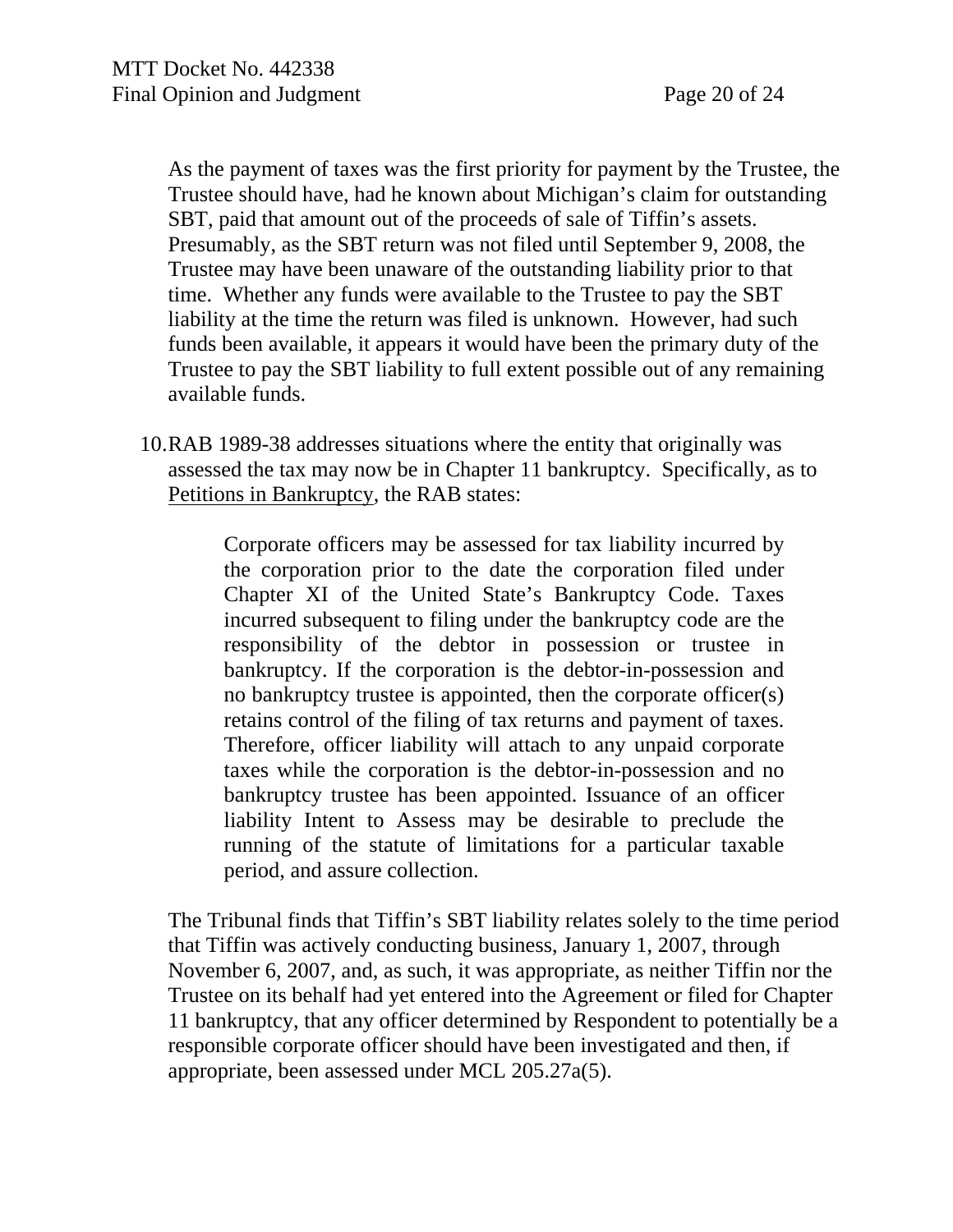As the payment of taxes was the first priority for payment by the Trustee, the Trustee should have, had he known about Michigan's claim for outstanding SBT, paid that amount out of the proceeds of sale of Tiffin's assets. Presumably, as the SBT return was not filed until September 9, 2008, the Trustee may have been unaware of the outstanding liability prior to that time. Whether any funds were available to the Trustee to pay the SBT liability at the time the return was filed is unknown. However, had such funds been available, it appears it would have been the primary duty of the Trustee to pay the SBT liability to full extent possible out of any remaining available funds.

10. RAB 1989-38 addresses situations where the entity that originally was assessed the tax may now be in Chapter 11 bankruptcy. Specifically, as to Petitions in Bankruptcy, the RAB states:

> Corporate officers may be assessed for tax liability incurred by the corporation prior to the date the corporation filed under Chapter XI of the United State's Bankruptcy Code. Taxes incurred subsequent to filing under the bankruptcy code are the responsibility of the debtor in possession or trustee in bankruptcy. If the corporation is the debtor-in-possession and no bankruptcy trustee is appointed, then the corporate officer(s) retains control of the filing of tax returns and payment of taxes. Therefore, officer liability will attach to any unpaid corporate taxes while the corporation is the debtor-in-possession and no bankruptcy trustee has been appointed. Issuance of an officer liability Intent to Assess may be desirable to preclude the running of the statute of limitations for a particular taxable period, and assure collection.

The Tribunal finds that Tiffin's SBT liability relates solely to the time period that Tiffin was actively conducting business, January 1, 2007, through November 6, 2007, and, as such, it was appropriate, as neither Tiffin nor the Trustee on its behalf had yet entered into the Agreement or filed for Chapter 11 bankruptcy, that any officer determined by Respondent to potentially be a responsible corporate officer should have been investigated and then, if appropriate, been assessed under MCL 205.27a(5).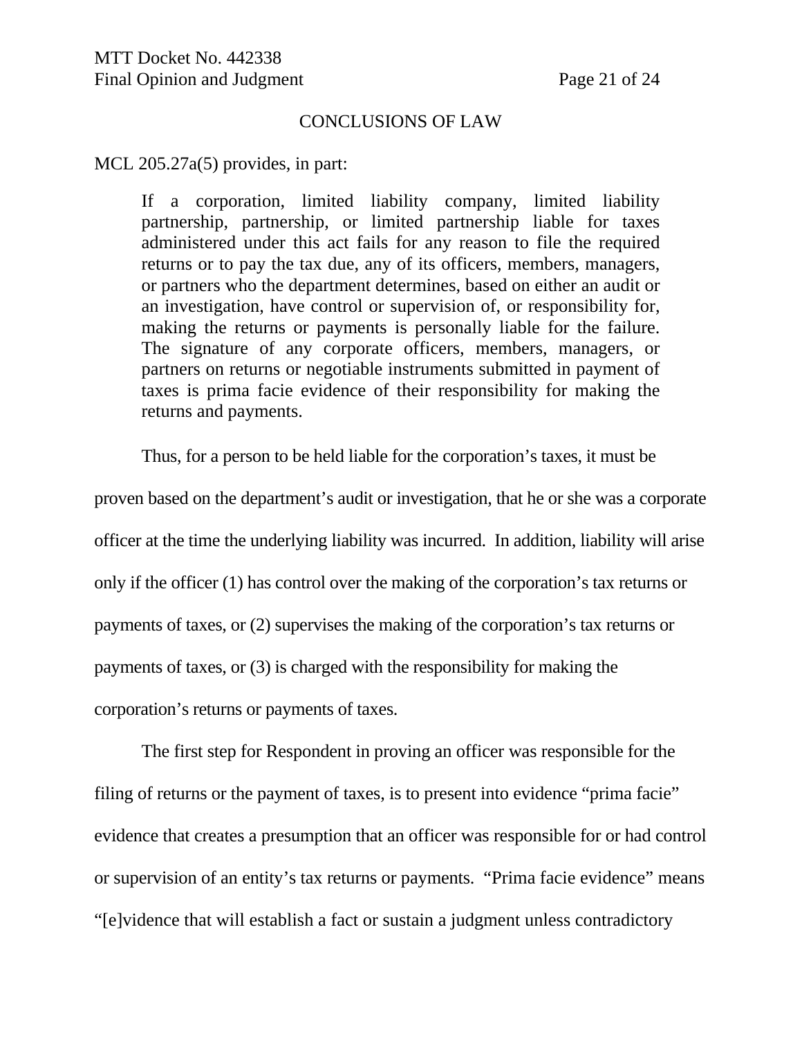## CONCLUSIONS OF LAW

MCL 205.27a(5) provides, in part:

> If a corporation, limited liability company, limited liability partnership, partnership, or limited partnership liable for taxes administered under this act fails for any reason to file the required returns or to pay the tax due, any of its officers, members, managers, or partners who the department determines, based on either an audit or an investigation, have control or supervision of, or responsibility for, making the returns or payments is personally liable for the failure. The signature of any corporate officers, members, managers, or partners on returns or negotiable instruments submitted in payment of taxes is prima facie evidence of their responsibility for making the returns and payments.

Thus, for a person to be held liable for the corporation's taxes, it must be proven based on the department's audit or investigation, that he or she was a corporate officer at the time the underlying liability was incurred. In addition, liability will arise only if the officer (1) has control over the making of the corporation's tax returns or payments of taxes, or (2) supervises the making of the corporation's tax returns or payments of taxes, or (3) is charged with the responsibility for making the corporation's returns or payments of taxes.

The first step for Respondent in proving an officer was responsible for the filing of returns or the payment of taxes, is to present into evidence "prima facie" evidence that creates a presumption that an officer was responsible for or had control or supervision of an entity's tax returns or payments. "Prima facie evidence" means "[e]vidence that will establish a fact or sustain a judgment unless contradictory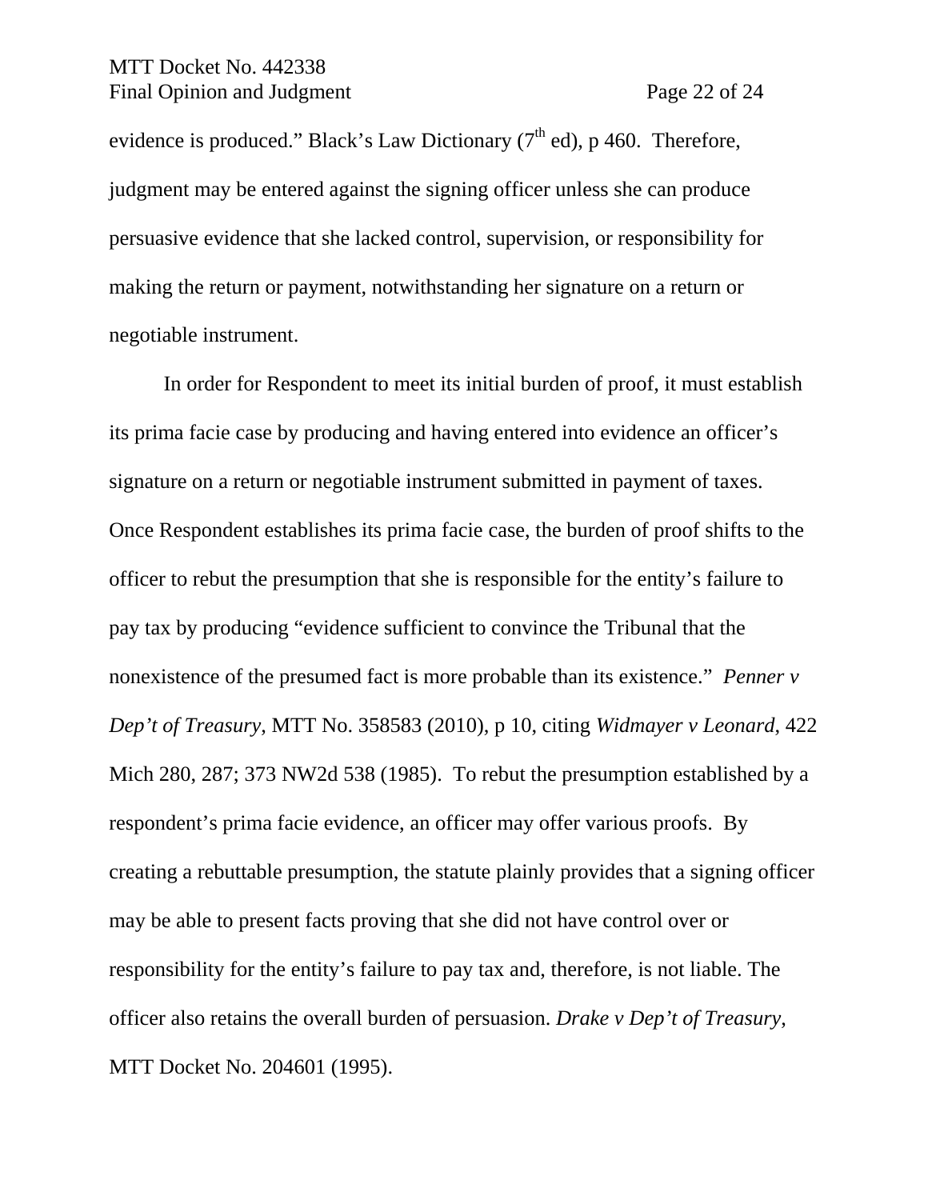evidence is produced." Black's Law Dictionary (7th ed), p 460. Therefore, judgment may be entered against the signing officer unless she can produce persuasive evidence that she lacked control, supervision, or responsibility for making the return or payment, notwithstanding her signature on a return or negotiable instrument.

In order for Respondent to meet its initial burden of proof, it must establish its prima facie case by producing and having entered into evidence an officer's signature on a return or negotiable instrument submitted in payment of taxes. Once Respondent establishes its prima facie case, the burden of proof shifts to the officer to rebut the presumption that she is responsible for the entity's failure to pay tax by producing "evidence sufficient to convince the Tribunal that the nonexistence of the presumed fact is more probable than its existence." *Penner v Dep't of Treasury*, MTT No. 358583 (2010), p 10, citing *Widmayer v Leonard*, 422 Mich 280, 287; 373 NW2d 538 (1985). To rebut the presumption established by a respondent's prima facie evidence, an officer may offer various proofs. By creating a rebuttable presumption, the statute plainly provides that a signing officer may be able to present facts proving that she did not have control over or responsibility for the entity's failure to pay tax and, therefore, is not liable. The officer also retains the overall burden of persuasion. *Drake v Dep't of Treasury*, MTT Docket No. 204601 (1995).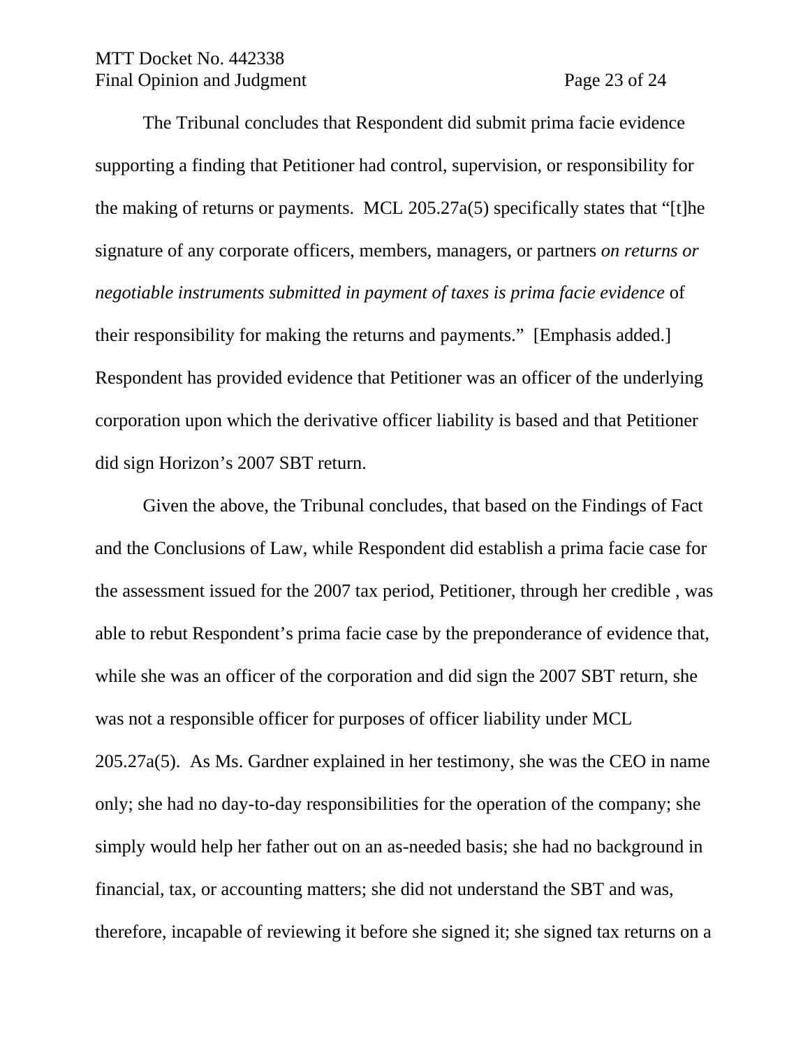The Tribunal concludes that Respondent did submit prima facie evidence supporting a finding that Petitioner had control, supervision, or responsibility for the making of returns or payments. MCL 205.27a(5) specifically states that "[t]he signature of any corporate officers, members, managers, or partners *on returns or negotiable instruments submitted in payment of taxes is prima facie evidence* of their responsibility for making the returns and payments." [Emphasis added.] Respondent has provided evidence that Petitioner was an officer of the underlying corporation upon which the derivative officer liability is based and that Petitioner did sign Horizon's 2007 SBT return.

Given the above, the Tribunal concludes, that based on the Findings of Fact and the Conclusions of Law, while Respondent did establish a prima facie case for the assessment issued for the 2007 tax period, Petitioner, through her credible , was able to rebut Respondent's prima facie case by the preponderance of evidence that, while she was an officer of the corporation and did sign the 2007 SBT return, she was not a responsible officer for purposes of officer liability under MCL 205.27a(5). As Ms. Gardner explained in her testimony, she was the CEO in name only; she had no day-to-day responsibilities for the operation of the company; she simply would help her father out on an as-needed basis; she had no background in financial, tax, or accounting matters; she did not understand the SBT and was, therefore, incapable of reviewing it before she signed it; she signed tax returns on a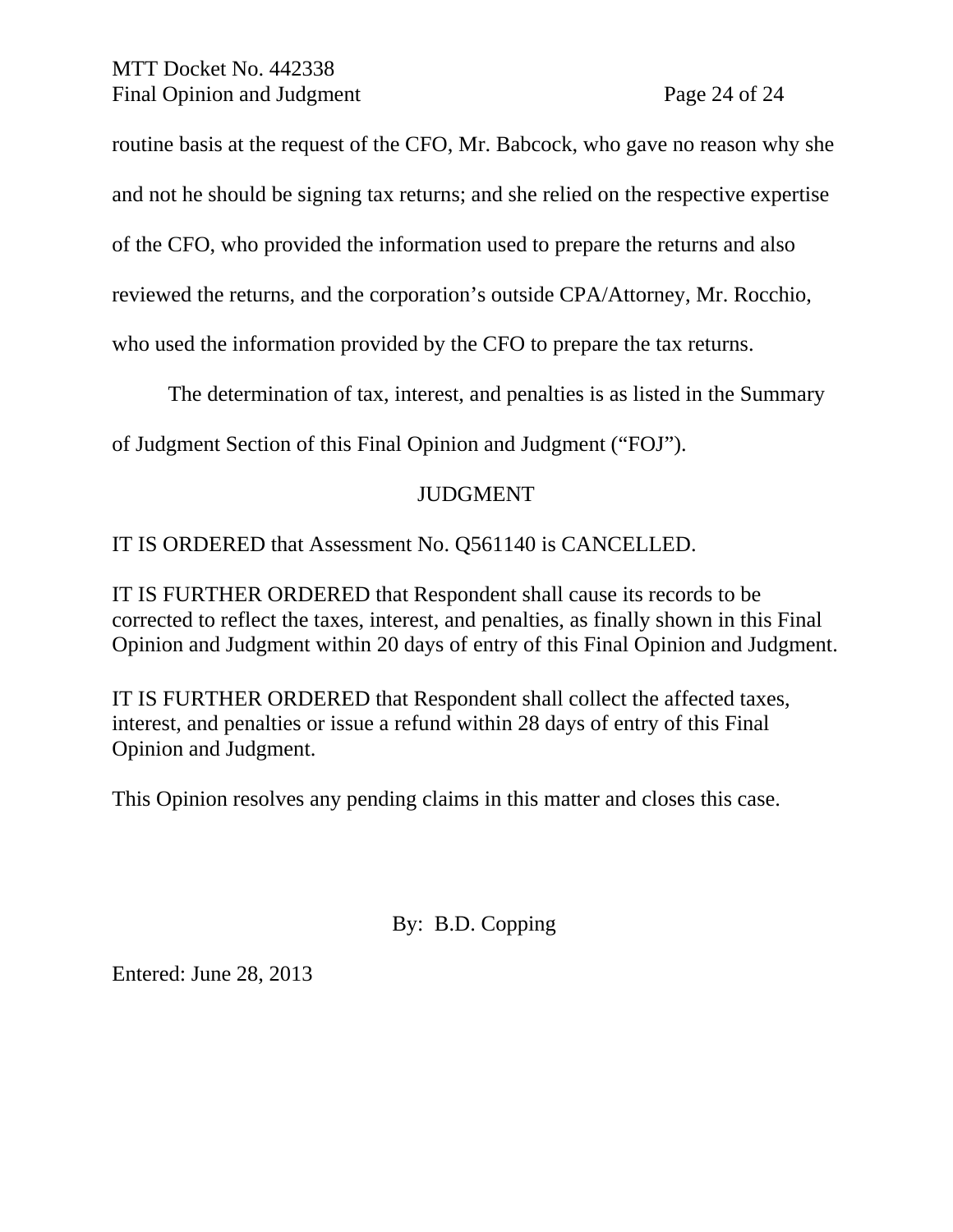routine basis at the request of the CFO, Mr. Babcock, who gave no reason why she and not he should be signing tax returns; and she relied on the respective expertise of the CFO, who provided the information used to prepare the returns and also reviewed the returns, and the corporation's outside CPA/Attorney, Mr. Rocchio, who used the information provided by the CFO to prepare the tax returns.

The determination of tax, interest, and penalties is as listed in the Summary of Judgment Section of this Final Opinion and Judgment ("FOJ").

## JUDGMENT

IT IS ORDERED that Assessment No. Q561140 is CANCELLED.

IT IS FURTHER ORDERED that Respondent shall cause its records to be corrected to reflect the taxes, interest, and penalties, as finally shown in this Final Opinion and Judgment within 20 days of entry of this Final Opinion and Judgment.

IT IS FURTHER ORDERED that Respondent shall collect the affected taxes, interest, and penalties or issue a refund within 28 days of entry of this Final Opinion and Judgment.

This Opinion resolves any pending claims in this matter and closes this case.

By: B.D. Copping

Entered: June 28, 2013